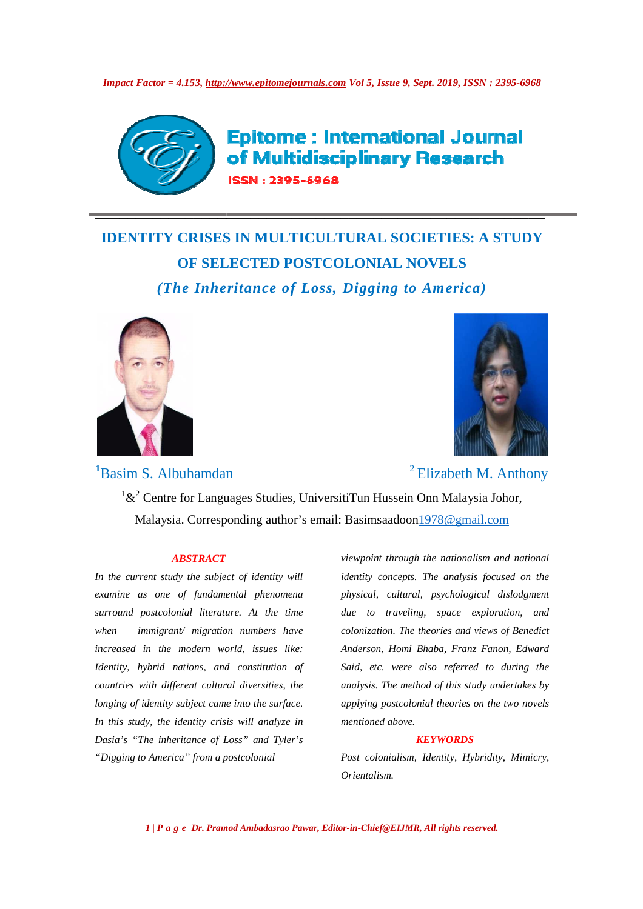# IDENTITY CRISES IN MULTICULTURAL SOCIETIES: A STUDY OF SELECTED POSTCOLONIAL NOVELS

*(The Inheritance of Loss, Digging to America)*

[1]Basim S. Albuhamdan [2]Elizabeth M. Anthony

[1]&[2] Centre for Languages Studies, UniversitiTun Hussein Onn Malaysia Johor, Malaysia. Corresponding author's email: Basimsaadoon1978@gmail.com

## ABSTRACT

*In the current study the subject of identity will examine as one of fundamental phenomena surround postcolonial literature. At the time when immigrant/ migration numbers have increased in the modern world, issues like: Identity, hybrid nations, and constitution of countries with different cultural diversities, the longing of identity subject came into the surface. In this study, the identity crisis will analyze in Dasia's "The inheritance of Loss" and Tyler's "Digging to America" from a postcolonial viewpoint through the nationalism and national identity concepts. The analysis focused on the physical, cultural, psychological dislodgment due to traveling, space exploration, and colonization. The theories and views of Benedict Anderson, Homi Bhaba, Franz Fanon, Edward Said, etc. were also referred to during the analysis. The method of this study undertakes by applying postcolonial theories on the two novels mentioned above.*

## KEYWORDS

*Post colonialism, Identity, Hybridity, Mimicry, Orientalism.*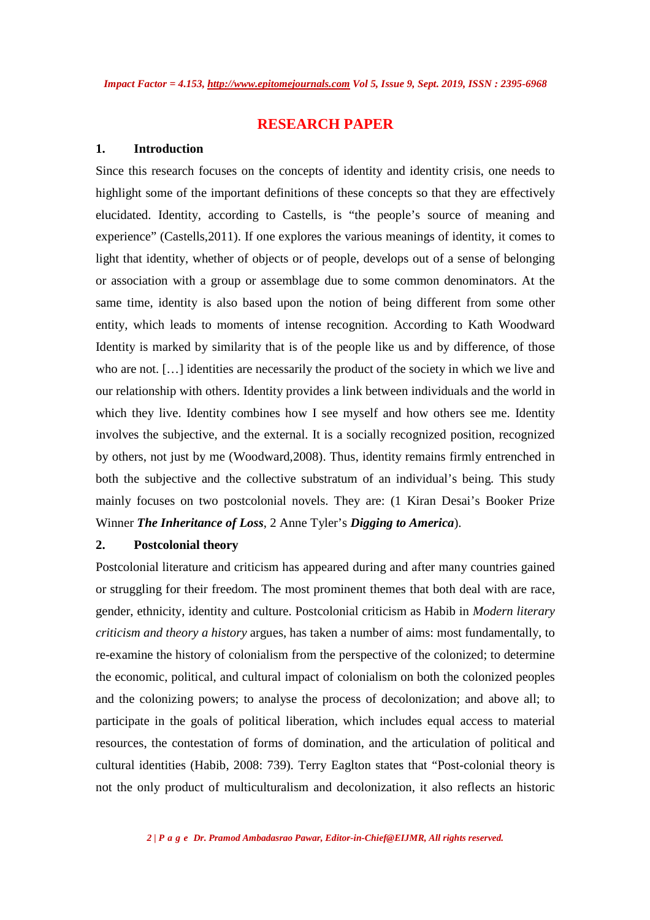# RESEARCH PAPER

## 1. Introduction

Since this research focuses on the concepts of identity and identity crisis, one needs to highlight some of the important definitions of these concepts so that they are effectively elucidated. Identity, according to Castells, is “the people’s source of meaning and experience” (Castells,2011). If one explores the various meanings of identity, it comes to light that identity, whether of objects or of people, develops out of a sense of belonging or association with a group or assemblage due to some common denominators. At the same time, identity is also based upon the notion of being different from some other entity, which leads to moments of intense recognition. According to Kath Woodward Identity is marked by similarity that is of the people like us and by difference, of those who are not. […] identities are necessarily the product of the society in which we live and our relationship with others. Identity provides a link between individuals and the world in which they live. Identity combines how I see myself and how others see me. Identity involves the subjective, and the external. It is a socially recognized position, recognized by others, not just by me (Woodward,2008). Thus, identity remains firmly entrenched in both the subjective and the collective substratum of an individual’s being. This study mainly focuses on two postcolonial novels. They are: (1 Kiran Desai’s Booker Prize Winner ***The Inheritance of Loss***, 2 Anne Tyler’s ***Digging to America***).

## 2. Postcolonial theory

Postcolonial literature and criticism has appeared during and after many countries gained or struggling for their freedom. The most prominent themes that both deal with are race, gender, ethnicity, identity and culture. Postcolonial criticism as Habib in *Modern literary criticism and theory a history* argues, has taken a number of aims: most fundamentally, to re-examine the history of colonialism from the perspective of the colonized; to determine the economic, political, and cultural impact of colonialism on both the colonized peoples and the colonizing powers; to analyse the process of decolonization; and above all; to participate in the goals of political liberation, which includes equal access to material resources, the contestation of forms of domination, and the articulation of political and cultural identities (Habib, 2008: 739). Terry Eagleton states that “Post-colonial theory is not the only product of multiculturalism and decolonization, it also reflects an historic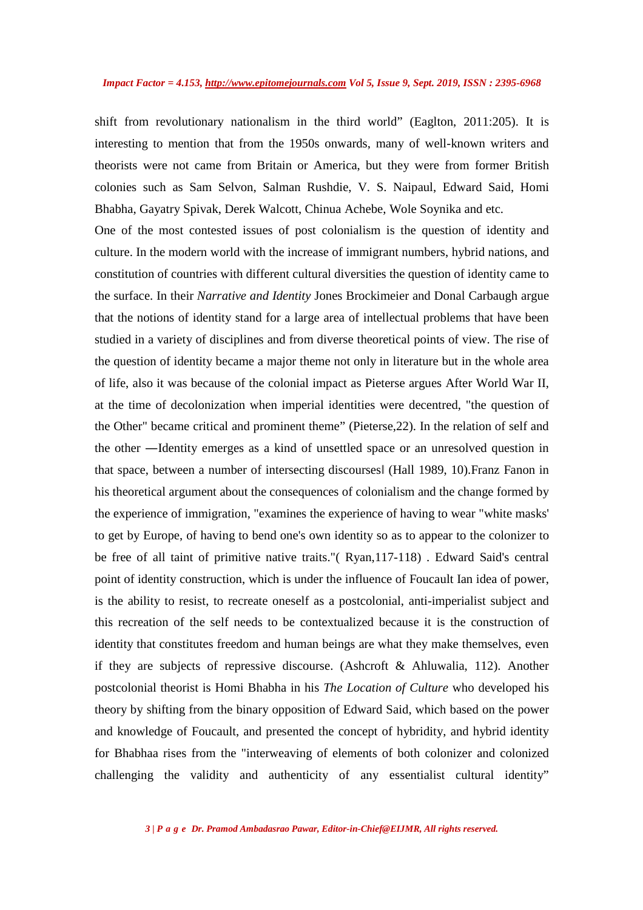shift from revolutionary nationalism in the third world" (Eaglton, 2011:205). It is interesting to mention that from the 1950s onwards, many of well-known writers and theorists were not came from Britain or America, but they were from former British colonies such as Sam Selvon, Salman Rushdie, V. S. Naipaul, Edward Said, Homi Bhabha, Gayatry Spivak, Derek Walcott, Chinua Achebe, Wole Soynika and etc.

One of the most contested issues of post colonialism is the question of identity and culture. In the modern world with the increase of immigrant numbers, hybrid nations, and constitution of countries with different cultural diversities the question of identity came to the surface. In their *Narrative and Identity* Jones Brockimeier and Donal Carbaugh argue that the notions of identity stand for a large area of intellectual problems that have been studied in a variety of disciplines and from diverse theoretical points of view. The rise of the question of identity became a major theme not only in literature but in the whole area of life, also it was because of the colonial impact as Pieterse argues After World War II, at the time of decolonization when imperial identities were decentred, "the question of the Other" became critical and prominent theme" (Pieterse,22). In the relation of self and the other ―Identity emerges as a kind of unsettled space or an unresolved question in that space, between a number of intersecting discourses‖ (Hall 1989, 10).Franz Fanon in his theoretical argument about the consequences of colonialism and the change formed by the experience of immigration, "examines the experience of having to wear "white masks' to get by Europe, of having to bend one's own identity so as to appear to the colonizer to be free of all taint of primitive native traits."( Ryan,117-118) . Edward Said's central point of identity construction, which is under the influence of Foucault Ian idea of power, is the ability to resist, to recreate oneself as a postcolonial, anti-imperialist subject and this recreation of the self needs to be contextualized because it is the construction of identity that constitutes freedom and human beings are what they make themselves, even if they are subjects of repressive discourse. (Ashcroft & Ahluwalia, 112). Another postcolonial theorist is Homi Bhabha in his *The Location of Culture* who developed his theory by shifting from the binary opposition of Edward Said, which based on the power and knowledge of Foucault, and presented the concept of hybridity, and hybrid identity for Bhabhaa rises from the "interweaving of elements of both colonizer and colonized challenging the validity and authenticity of any essentialist cultural identity"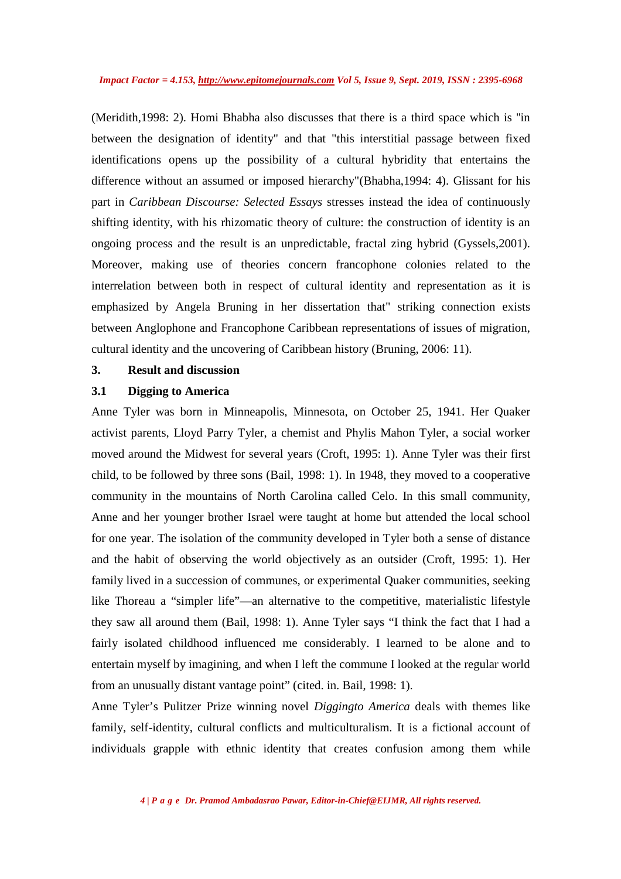(Meridith,1998: 2). Homi Bhabha also discusses that there is a third space which is "in between the designation of identity" and that "this interstitial passage between fixed identifications opens up the possibility of a cultural hybridity that entertains the difference without an assumed or imposed hierarchy"(Bhabha,1994: 4). Glissant for his part in *Caribbean Discourse: Selected Essays* stresses instead the idea of continuously shifting identity, with his rhizomatic theory of culture: the construction of identity is an ongoing process and the result is an unpredictable, fractal zing hybrid (Gyssels,2001). Moreover, making use of theories concern francophone colonies related to the interrelation between both in respect of cultural identity and representation as it is emphasized by Angela Bruning in her dissertation that" striking connection exists between Anglophone and Francophone Caribbean representations of issues of migration, cultural identity and the uncovering of Caribbean history (Bruning, 2006: 11).

## 3. Result and discussion

### 3.1 Digging to America

Anne Tyler was born in Minneapolis, Minnesota, on October 25, 1941. Her Quaker activist parents, Lloyd Parry Tyler, a chemist and Phylis Mahon Tyler, a social worker moved around the Midwest for several years (Croft, 1995: 1). Anne Tyler was their first child, to be followed by three sons (Bail, 1998: 1). In 1948, they moved to a cooperative community in the mountains of North Carolina called Celo. In this small community, Anne and her younger brother Israel were taught at home but attended the local school for one year. The isolation of the community developed in Tyler both a sense of distance and the habit of observing the world objectively as an outsider (Croft, 1995: 1). Her family lived in a succession of communes, or experimental Quaker communities, seeking like Thoreau a "simpler life"—an alternative to the competitive, materialistic lifestyle they saw all around them (Bail, 1998: 1). Anne Tyler says "I think the fact that I had a fairly isolated childhood influenced me considerably. I learned to be alone and to entertain myself by imagining, and when I left the commune I looked at the regular world from an unusually distant vantage point" (cited. in. Bail, 1998: 1).

Anne Tyler's Pulitzer Prize winning novel *Diggingto America* deals with themes like family, self-identity, cultural conflicts and multiculturalism. It is a fictional account of individuals grapple with ethnic identity that creates confusion among them while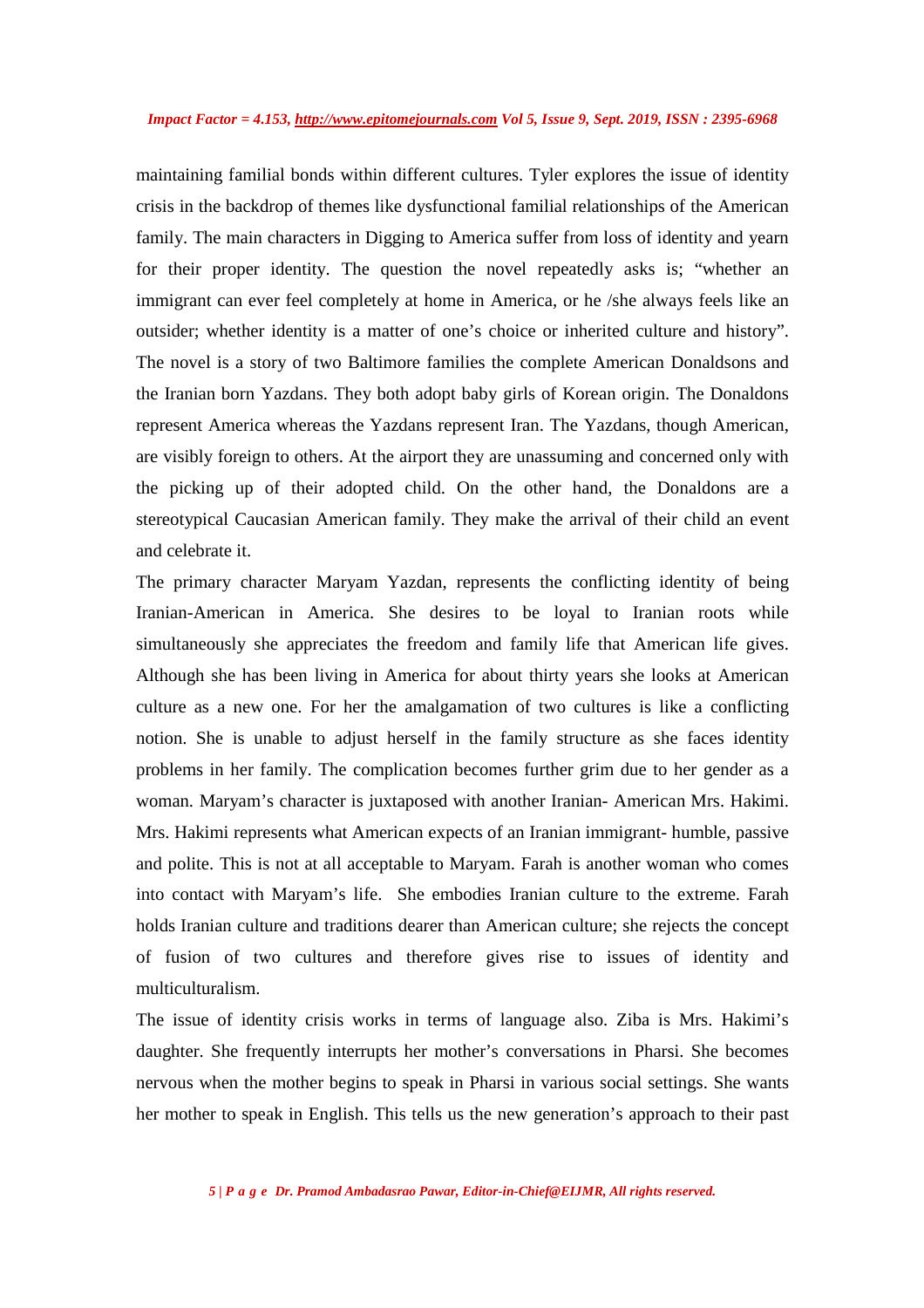maintaining familial bonds within different cultures. Tyler explores the issue of identity crisis in the backdrop of themes like dysfunctional familial relationships of the American family. The main characters in Digging to America suffer from loss of identity and yearn for their proper identity. The question the novel repeatedly asks is; "whether an immigrant can ever feel completely at home in America, or he /she always feels like an outsider; whether identity is a matter of one's choice or inherited culture and history". The novel is a story of two Baltimore families the complete American Donaldsons and the Iranian born Yazdans. They both adopt baby girls of Korean origin. The Donaldons represent America whereas the Yazdans represent Iran. The Yazdans, though American, are visibly foreign to others. At the airport they are unassuming and concerned only with the picking up of their adopted child. On the other hand, the Donaldons are a stereotypical Caucasian American family. They make the arrival of their child an event and celebrate it.

The primary character Maryam Yazdan, represents the conflicting identity of being Iranian-American in America. She desires to be loyal to Iranian roots while simultaneously she appreciates the freedom and family life that American life gives. Although she has been living in America for about thirty years she looks at American culture as a new one. For her the amalgamation of two cultures is like a conflicting notion. She is unable to adjust herself in the family structure as she faces identity problems in her family. The complication becomes further grim due to her gender as a woman. Maryam's character is juxtaposed with another Iranian- American Mrs. Hakimi. Mrs. Hakimi represents what American expects of an Iranian immigrant- humble, passive and polite. This is not at all acceptable to Maryam. Farah is another woman who comes into contact with Maryam's life. She embodies Iranian culture to the extreme. Farah holds Iranian culture and traditions dearer than American culture; she rejects the concept of fusion of two cultures and therefore gives rise to issues of identity and multiculturalism.

The issue of identity crisis works in terms of language also. Ziba is Mrs. Hakimi's daughter. She frequently interrupts her mother's conversations in Pharsi. She becomes nervous when the mother begins to speak in Pharsi in various social settings. She wants her mother to speak in English. This tells us the new generation's approach to their past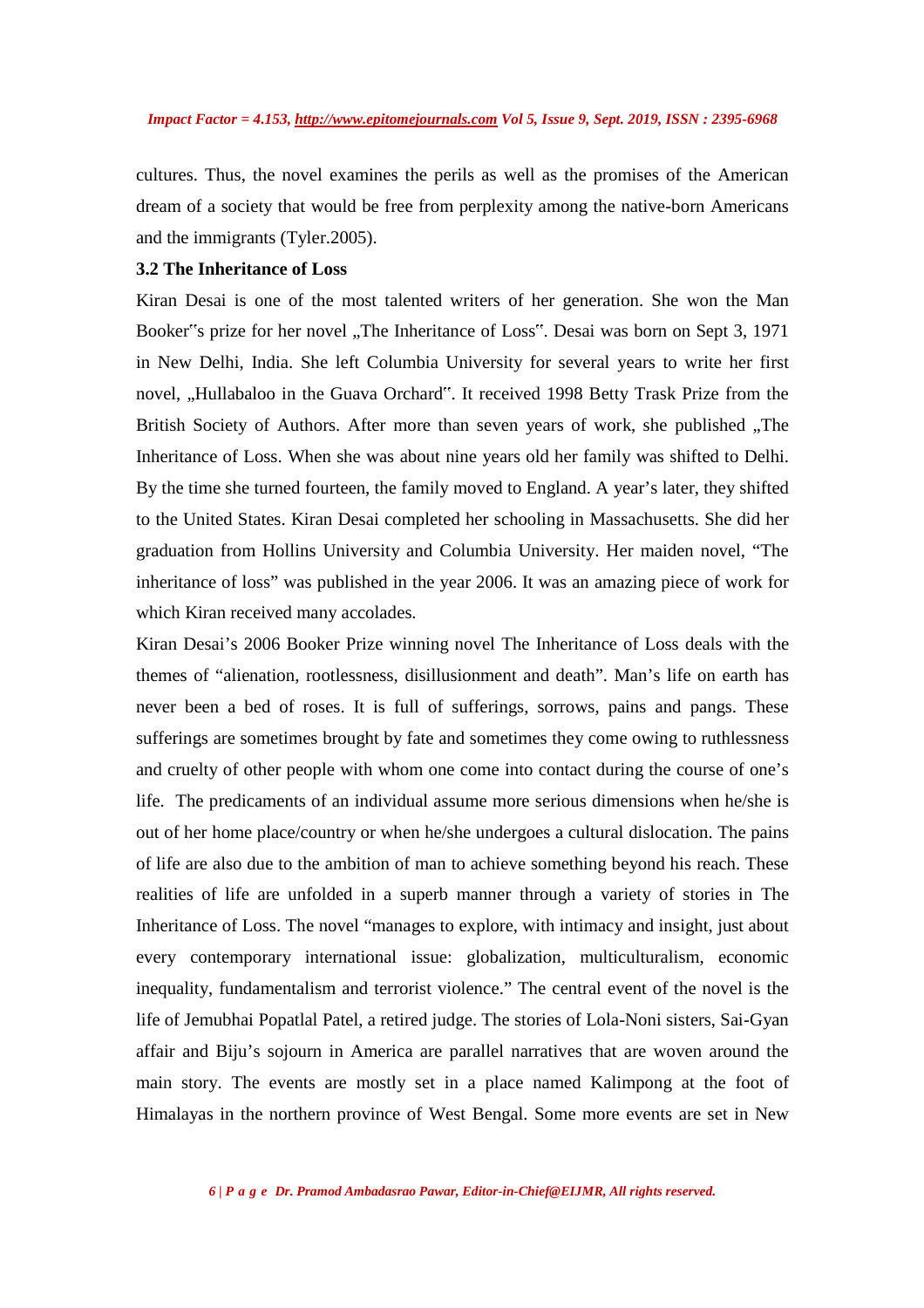cultures. Thus, the novel examines the perils as well as the promises of the American dream of a society that would be free from perplexity among the native-born Americans and the immigrants (Tyler.2005).

### 3.2 The Inheritance of Loss

Kiran Desai is one of the most talented writers of her generation. She won the Man Booker"s prize for her novel „The Inheritance of Loss". Desai was born on Sept 3, 1971 in New Delhi, India. She left Columbia University for several years to write her first novel, „Hullabaloo in the Guava Orchard". It received 1998 Betty Trask Prize from the British Society of Authors. After more than seven years of work, she published „The Inheritance of Loss. When she was about nine years old her family was shifted to Delhi. By the time she turned fourteen, the family moved to England. A year's later, they shifted to the United States. Kiran Desai completed her schooling in Massachusetts. She did her graduation from Hollins University and Columbia University. Her maiden novel, "The inheritance of loss" was published in the year 2006. It was an amazing piece of work for which Kiran received many accolades.

Kiran Desai's 2006 Booker Prize winning novel The Inheritance of Loss deals with the themes of "alienation, rootlessness, disillusionment and death". Man's life on earth has never been a bed of roses. It is full of sufferings, sorrows, pains and pangs. These sufferings are sometimes brought by fate and sometimes they come owing to ruthlessness and cruelty of other people with whom one come into contact during the course of one's life. The predicaments of an individual assume more serious dimensions when he/she is out of her home place/country or when he/she undergoes a cultural dislocation. The pains of life are also due to the ambition of man to achieve something beyond his reach. These realities of life are unfolded in a superb manner through a variety of stories in The Inheritance of Loss. The novel "manages to explore, with intimacy and insight, just about every contemporary international issue: globalization, multiculturalism, economic inequality, fundamentalism and terrorist violence." The central event of the novel is the life of Jemubhai Popatlal Patel, a retired judge. The stories of Lola-Noni sisters, Sai-Gyan affair and Biju's sojourn in America are parallel narratives that are woven around the main story. The events are mostly set in a place named Kalimpong at the foot of Himalayas in the northern province of West Bengal. Some more events are set in New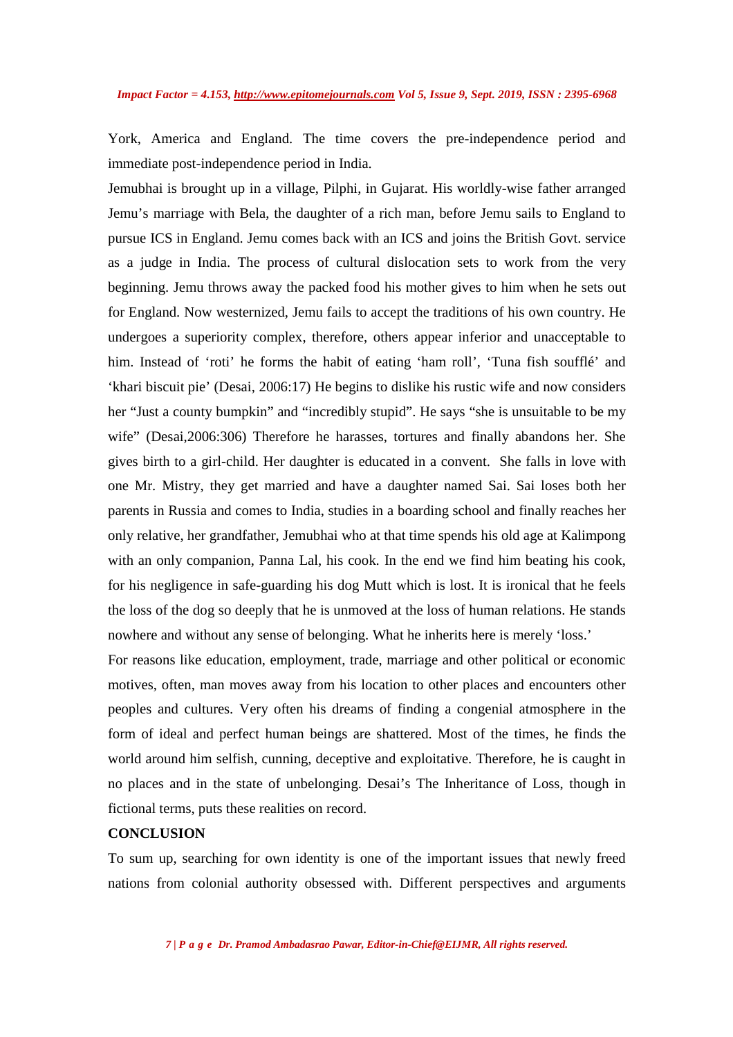York, America and England. The time covers the pre-independence period and immediate post-independence period in India.

Jemubhai is brought up in a village, Pilphi, in Gujarat. His worldly-wise father arranged Jemu's marriage with Bela, the daughter of a rich man, before Jemu sails to England to pursue ICS in England. Jemu comes back with an ICS and joins the British Govt. service as a judge in India. The process of cultural dislocation sets to work from the very beginning. Jemu throws away the packed food his mother gives to him when he sets out for England. Now westernized, Jemu fails to accept the traditions of his own country. He undergoes a superiority complex, therefore, others appear inferior and unacceptable to him. Instead of 'roti' he forms the habit of eating 'ham roll', 'Tuna fish soufflé' and 'khari biscuit pie' (Desai, 2006:17) He begins to dislike his rustic wife and now considers her "Just a county bumpkin" and "incredibly stupid". He says "she is unsuitable to be my wife" (Desai,2006:306) Therefore he harasses, tortures and finally abandons her. She gives birth to a girl-child. Her daughter is educated in a convent. She falls in love with one Mr. Mistry, they get married and have a daughter named Sai. Sai loses both her parents in Russia and comes to India, studies in a boarding school and finally reaches her only relative, her grandfather, Jemubhai who at that time spends his old age at Kalimpong with an only companion, Panna Lal, his cook. In the end we find him beating his cook, for his negligence in safe-guarding his dog Mutt which is lost. It is ironical that he feels the loss of the dog so deeply that he is unmoved at the loss of human relations. He stands nowhere and without any sense of belonging. What he inherits here is merely 'loss.'

For reasons like education, employment, trade, marriage and other political or economic motives, often, man moves away from his location to other places and encounters other peoples and cultures. Very often his dreams of finding a congenial atmosphere in the form of ideal and perfect human beings are shattered. Most of the times, he finds the world around him selfish, cunning, deceptive and exploitative. Therefore, he is caught in no places and in the state of unbelonging. Desai's The Inheritance of Loss, though in fictional terms, puts these realities on record.

## CONCLUSION

To sum up, searching for own identity is one of the important issues that newly freed nations from colonial authority obsessed with. Different perspectives and arguments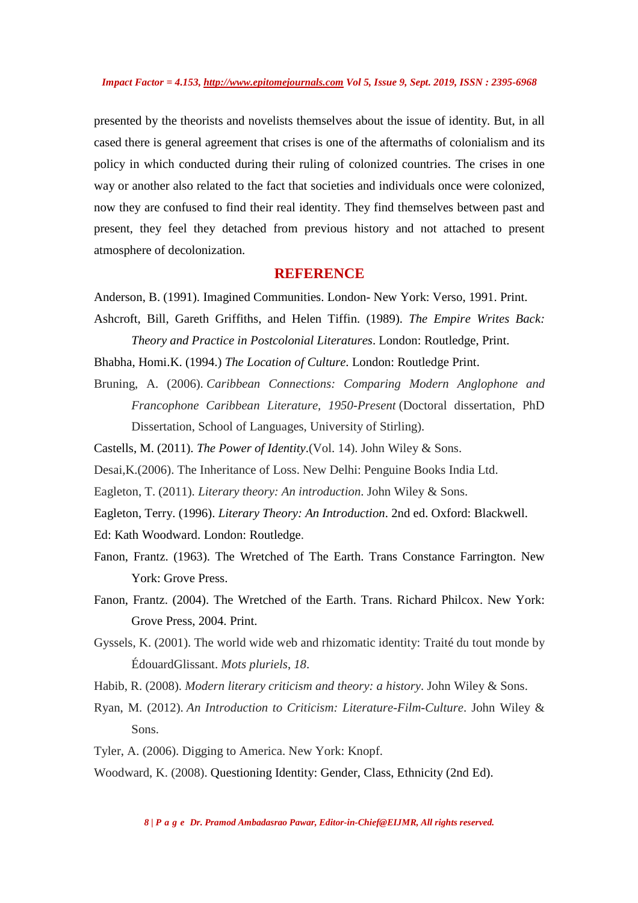presented by the theorists and novelists themselves about the issue of identity. But, in all cased there is general agreement that crises is one of the aftermaths of colonialism and its policy in which conducted during their ruling of colonized countries. The crises in one way or another also related to the fact that societies and individuals once were colonized, now they are confused to find their real identity. They find themselves between past and present, they feel they detached from previous history and not attached to present atmosphere of decolonization.

## REFERENCE

Anderson, B. (1991). Imagined Communities. London- New York: Verso, 1991. Print.

Ashcroft, Bill, Gareth Griffiths, and Helen Tiffin. (1989). *The Empire Writes Back: Theory and Practice in Postcolonial Literatures*. London: Routledge, Print.

Bhabha, Homi.K. (1994.) *The Location of Culture*. London: Routledge Print.

Bruning, A. (2006). *Caribbean Connections: Comparing Modern Anglophone and Francophone Caribbean Literature, 1950-Present* (Doctoral dissertation, PhD Dissertation, School of Languages, University of Stirling).

Castells, M. (2011). *The Power of Identity*.(Vol. 14). John Wiley & Sons.

Desai,K.(2006). The Inheritance of Loss. New Delhi: Penguine Books India Ltd.

Eagleton, T. (2011). *Literary theory: An introduction*. John Wiley & Sons.

Eagleton, Terry. (1996). *Literary Theory: An Introduction*. 2nd ed. Oxford: Blackwell.

Ed: Kath Woodward. London: Routledge.

Fanon, Frantz. (1963). The Wretched of The Earth. Trans Constance Farrington. New York: Grove Press.

Fanon, Frantz. (2004). The Wretched of the Earth. Trans. Richard Philcox. New York: Grove Press, 2004. Print.

Gyssels, K. (2001). The world wide web and rhizomatic identity: Traité du tout monde by ÉdouardGlissant. *Mots pluriels*, *18*.

Habib, R. (2008). *Modern literary criticism and theory: a history*. John Wiley & Sons.

Ryan, M. (2012). *An Introduction to Criticism: Literature-Film-Culture*. John Wiley & Sons.

Tyler, A. (2006). Digging to America. New York: Knopf.

Woodward, K. (2008). Questioning Identity: Gender, Class, Ethnicity (2nd Ed).